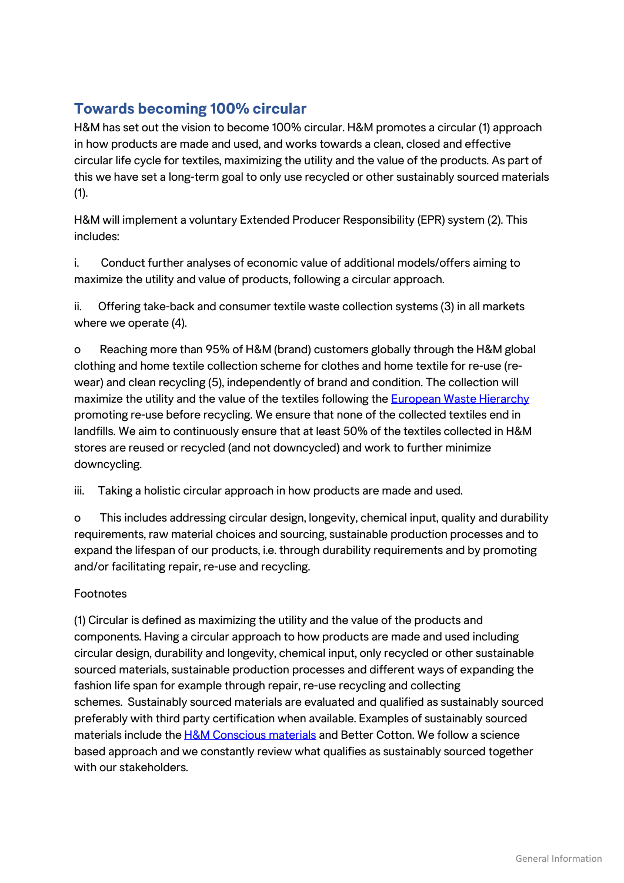## Towards becoming 100% circular

H&M has set out the vision to become 100% circular. H&M promotes a circular (1) approach in how products are made and used, and works towards a clean, closed and effective circular life cycle for textiles, maximizing the utility and the value of the products. As part of this we have set a long-term goal to only use recycled or other sustainably sourced materials (1).

H&M will implement a voluntary Extended Producer Responsibility (EPR) system (2). This includes:

i. Conduct further analyses of economic value of additional models/offers aiming to maximize the utility and value of products, following a circular approach.

ii. Offering take-back and consumer textile waste collection systems (3) in all markets where we operate (4).

o Reaching more than 95% of H&M (brand) customers globally through the H&M global clothing and home textile collection scheme for clothes and home textile for re-use (re-wear) and clean recycling (5), independently of brand and condition. The collection will maximize the utility and the value of the textiles following the European Waste Hierarchy promoting re-use before recycling. We ensure that none of the collected textiles end in landfills. We aim to continuously ensure that at least 50% of the textiles collected in H&M stores are reused or recycled (and not downcycled) and work to further minimize downcycling.

iii. Taking a holistic circular approach in how products are made and used.

o This includes addressing circular design, longevity, chemical input, quality and durability requirements, raw material choices and sourcing, sustainable production processes and to expand the lifespan of our products, i.e. through durability requirements and by promoting and/or facilitating repair, re-use and recycling.

Footnotes

(1) Circular is defined as maximizing the utility and the value of the products and components. Having a circular approach to how products are made and used including circular design, durability and longevity, chemical input, only recycled or other sustainable sourced materials, sustainable production processes and different ways of expanding the fashion life span for example through repair, re-use recycling and collecting schemes. Sustainably sourced materials are evaluated and qualified as sustainably sourced preferably with third party certification when available. Examples of sustainably sourced materials include the H&M Conscious materials and Better Cotton. We follow a science based approach and we constantly review what qualifies as sustainably sourced together with our stakeholders.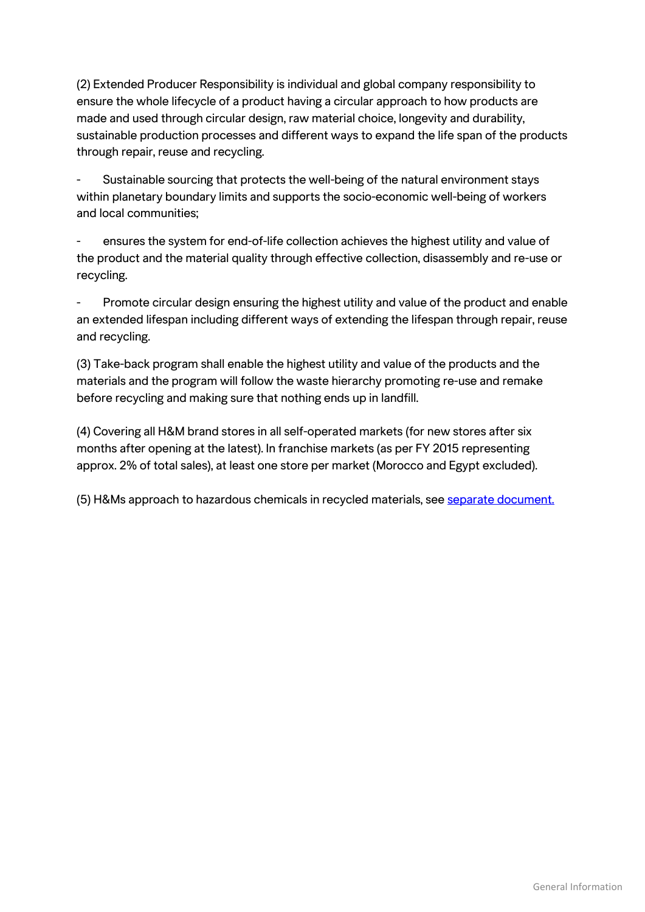(2) Extended Producer Responsibility is individual and global company responsibility to ensure the whole lifecycle of a product having a circular approach to how products are made and used through circular design, raw material choice, longevity and durability, sustainable production processes and different ways to expand the life span of the products through repair, reuse and recycling.

- Sustainable sourcing that protects the well-being of the natural environment stays within planetary boundary limits and supports the socio-economic well-being of workers and local communities;

- ensures the system for end-of-life collection achieves the highest utility and value of the product and the material quality through effective collection, disassembly and re-use or recycling.

- Promote circular design ensuring the highest utility and value of the product and enable an extended lifespan including different ways of extending the lifespan through repair, reuse and recycling.

(3) Take-back program shall enable the highest utility and value of the products and the materials and the program will follow the waste hierarchy promoting re-use and remake before recycling and making sure that nothing ends up in landfill.

(4) Covering all H&M brand stores in all self-operated markets (for new stores after six months after opening at the latest). In franchise markets (as per FY 2015 representing approx. 2% of total sales), at least one store per market (Morocco and Egypt excluded).

(5) H&Ms approach to hazardous chemicals in recycled materials, see [separate document.]()